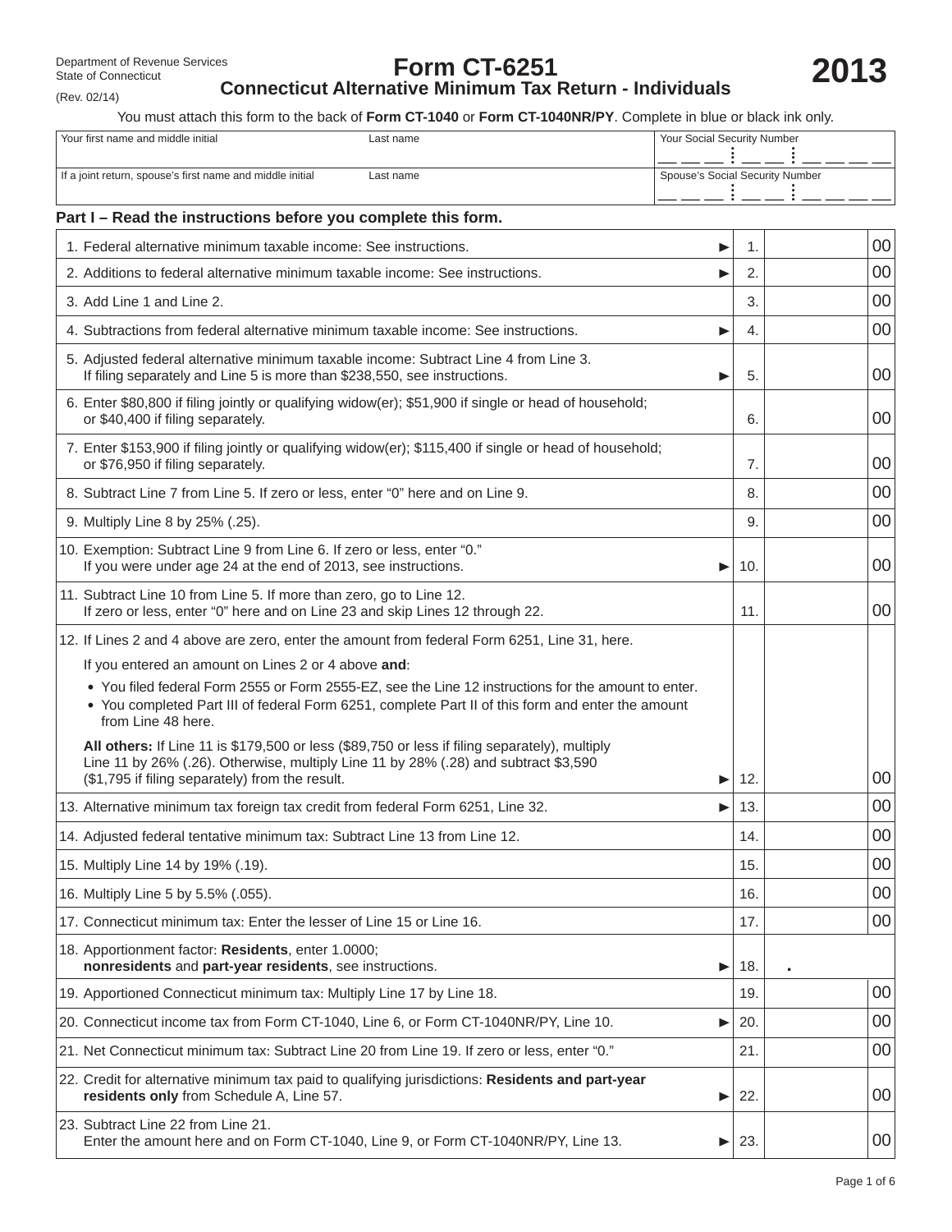Department of Revenue Services
State of Connecticut
(Rev. 02/14)

# Form CT-6251

## Connecticut Alternative Minimum Tax Return - Individuals

# 2013

You must attach this form to the back of **Form CT-1040** or **Form CT-1040NR/PY**. Complete in blue or black ink only.

| Your first name and middle initial | Last name | Your Social Security Number |
|---|---|---|
| If a joint return, spouse's first name and middle initial | Last name | Spouse's Social Security Number |

### Part I – Read the instructions before you complete this form.

| Line | Description | | Amount |
|---|---|---|---|
| 1. | Federal alternative minimum taxable income: See instructions. | 1. | 00 |
| 2. | Additions to federal alternative minimum taxable income: See instructions. | 2. | 00 |
| 3. | Add Line 1 and Line 2. | 3. | 00 |
| 4. | Subtractions from federal alternative minimum taxable income: See instructions. | 4. | 00 |
| 5. | Adjusted federal alternative minimum taxable income: Subtract Line 4 from Line 3. If filing separately and Line 5 is more than $238,550, see instructions. | 5. | 00 |
| 6. | Enter $80,800 if filing jointly or qualifying widow(er); $51,900 if single or head of household; or $40,400 if filing separately. | 6. | 00 |
| 7. | Enter $153,900 if filing jointly or qualifying widow(er); $115,400 if single or head of household; or $76,950 if filing separately. | 7. | 00 |
| 8. | Subtract Line 7 from Line 5. If zero or less, enter "0" here and on Line 9. | 8. | 00 |
| 9. | Multiply Line 8 by 25% (.25). | 9. | 00 |
| 10. | Exemption: Subtract Line 9 from Line 6. If zero or less, enter "0." If you were under age 24 at the end of 2013, see instructions. | 10. | 00 |
| 11. | Subtract Line 10 from Line 5. If more than zero, go to Line 12. If zero or less, enter "0" here and on Line 23 and skip Lines 12 through 22. | 11. | 00 |
| 12. | If Lines 2 and 4 above are zero, enter the amount from federal Form 6251, Line 31, here. If you entered an amount on Lines 2 or 4 above **and**: • You filed federal Form 2555 or Form 2555-EZ, see the Line 12 instructions for the amount to enter. • You completed Part III of federal Form 6251, complete Part II of this form and enter the amount from Line 48 here. **All others:** If Line 11 is $179,500 or less ($89,750 or less if filing separately), multiply Line 11 by 26% (.26). Otherwise, multiply Line 11 by 28% (.28) and subtract $3,590 ($1,795 if filing separately) from the result. | 12. | 00 |
| 13. | Alternative minimum tax foreign tax credit from federal Form 6251, Line 32. | 13. | 00 |
| 14. | Adjusted federal tentative minimum tax: Subtract Line 13 from Line 12. | 14. | 00 |
| 15. | Multiply Line 14 by 19% (.19). | 15. | 00 |
| 16. | Multiply Line 5 by 5.5% (.055). | 16. | 00 |
| 17. | Connecticut minimum tax: Enter the lesser of Line 15 or Line 16. | 17. | 00 |
| 18. | Apportionment factor: **Residents**, enter 1.0000; **nonresidents** and **part-year residents**, see instructions. | 18. | . |
| 19. | Apportioned Connecticut minimum tax: Multiply Line 17 by Line 18. | 19. | 00 |
| 20. | Connecticut income tax from Form CT-1040, Line 6, or Form CT-1040NR/PY, Line 10. | 20. | 00 |
| 21. | Net Connecticut minimum tax: Subtract Line 20 from Line 19. If zero or less, enter "0." | 21. | 00 |
| 22. | Credit for alternative minimum tax paid to qualifying jurisdictions: **Residents and part-year residents only** from Schedule A, Line 57. | 22. | 00 |
| 23. | Subtract Line 22 from Line 21. Enter the amount here and on Form CT-1040, Line 9, or Form CT-1040NR/PY, Line 13. | 23. | 00 |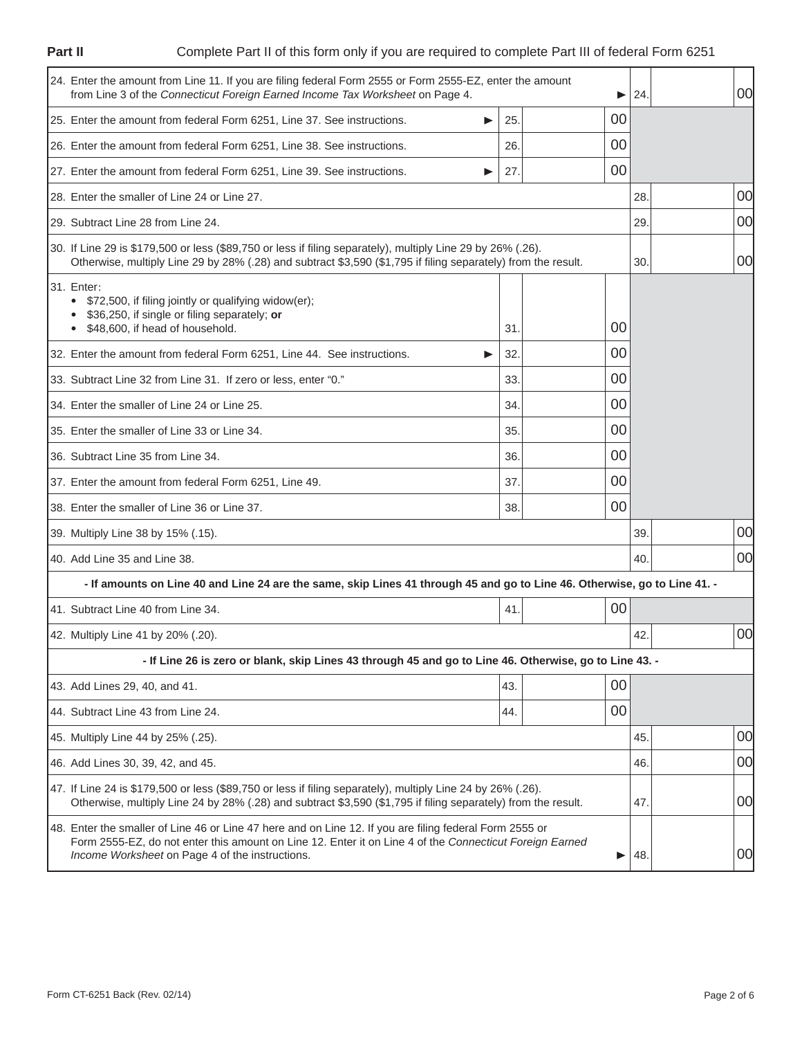**Part II** Complete Part II of this form only if you are required to complete Part III of federal Form 6251

| Line | Description | | | | |
|---|---|---|---|---|---|
| 24. | Enter the amount from Line 11. If you are filing federal Form 2555 or Form 2555-EZ, enter the amount from Line 3 of the *Connecticut Foreign Earned Income Tax Worksheet* on Page 4. ▶ | | | 24. | 00 |
| 25. | Enter the amount from federal Form 6251, Line 37. See instructions. ▶ | 25. | 00 | | |
| 26. | Enter the amount from federal Form 6251, Line 38. See instructions. | 26. | 00 | | |
| 27. | Enter the amount from federal Form 6251, Line 39. See instructions. ▶ | 27. | 00 | | |
| 28. | Enter the smaller of Line 24 or Line 27. | | | 28. | 00 |
| 29. | Subtract Line 28 from Line 24. | | | 29. | 00 |
| 30. | If Line 29 is $179,500 or less ($89,750 or less if filing separately), multiply Line 29 by 26% (.26). Otherwise, multiply Line 29 by 28% (.28) and subtract $3,590 ($1,795 if filing separately) from the result. | | | 30. | 00 |
| 31. | Enter: • $72,500, if filing jointly or qualifying widow(er); • $36,250, if single or filing separately; **or** • $48,600, if head of household. | 31. | 00 | | |
| 32. | Enter the amount from federal Form 6251, Line 44. See instructions. ▶ | 32. | 00 | | |
| 33. | Subtract Line 32 from Line 31. If zero or less, enter "0." | 33. | 00 | | |
| 34. | Enter the smaller of Line 24 or Line 25. | 34. | 00 | | |
| 35. | Enter the smaller of Line 33 or Line 34. | 35. | 00 | | |
| 36. | Subtract Line 35 from Line 34. | 36. | 00 | | |
| 37. | Enter the amount from federal Form 6251, Line 49. | 37. | 00 | | |
| 38. | Enter the smaller of Line 36 or Line 37. | 38. | 00 | | |
| 39. | Multiply Line 38 by 15% (.15). | | | 39. | 00 |
| 40. | Add Line 35 and Line 38. | | | 40. | 00 |
| | **- If amounts on Line 40 and Line 24 are the same, skip Lines 41 through 45 and go to Line 46. Otherwise, go to Line 41. -** | | | | |
| 41. | Subtract Line 40 from Line 34. | 41. | 00 | | |
| 42. | Multiply Line 41 by 20% (.20). | | | 42. | 00 |
| | **- If Line 26 is zero or blank, skip Lines 43 through 45 and go to Line 46. Otherwise, go to Line 43. -** | | | | |
| 43. | Add Lines 29, 40, and 41. | 43. | 00 | | |
| 44. | Subtract Line 43 from Line 24. | 44. | 00 | | |
| 45. | Multiply Line 44 by 25% (.25). | | | 45. | 00 |
| 46. | Add Lines 30, 39, 42, and 45. | | | 46. | 00 |
| 47. | If Line 24 is $179,500 or less ($89,750 or less if filing separately), multiply Line 24 by 26% (.26). Otherwise, multiply Line 24 by 28% (.28) and subtract $3,590 ($1,795 if filing separately) from the result. | | | 47. | 00 |
| 48. | Enter the smaller of Line 46 or Line 47 here and on Line 12. If you are filing federal Form 2555 or Form 2555-EZ, do not enter this amount on Line 12. Enter it on Line 4 of the *Connecticut Foreign Earned Income Worksheet* on Page 4 of the instructions. ▶ | | | 48. | 00 |

Form CT-6251 Back (Rev. 02/14)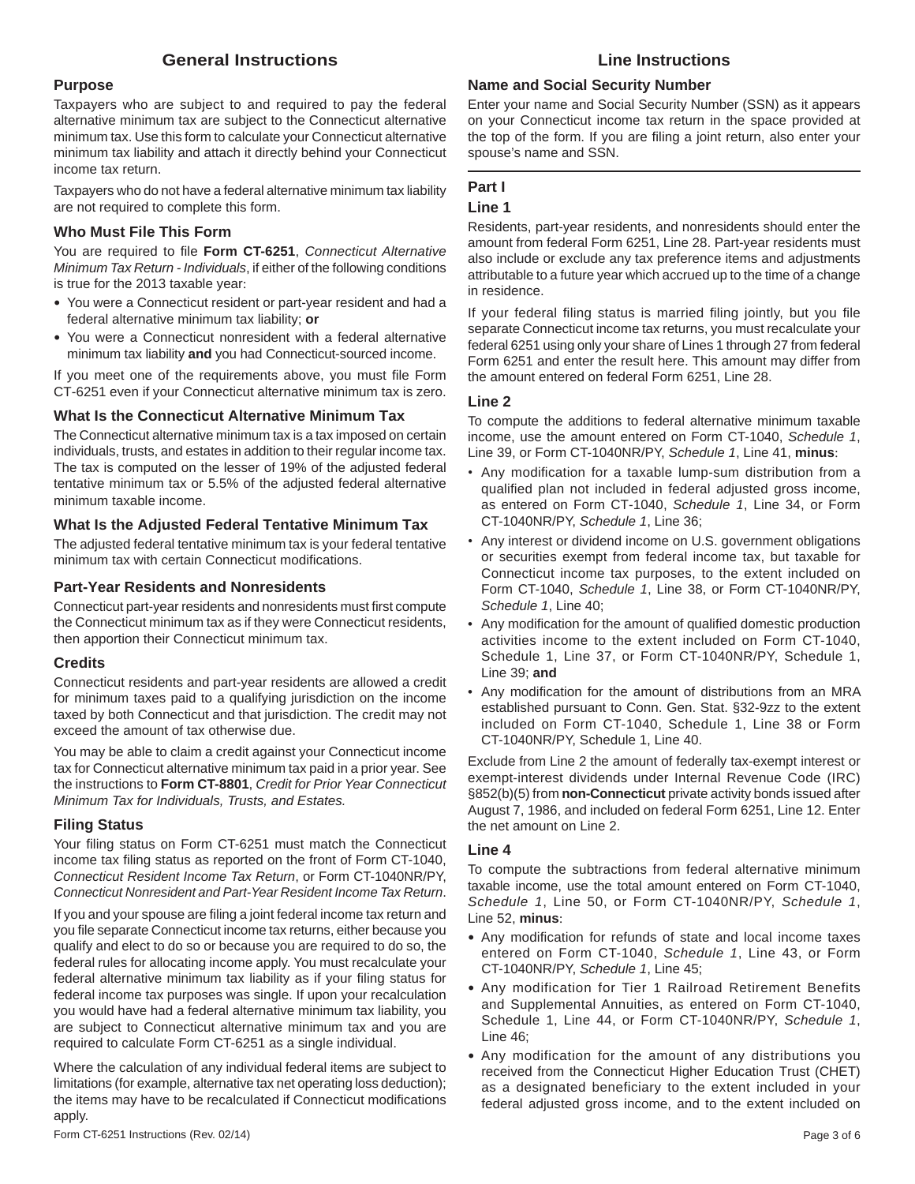# General Instructions

## Purpose

Taxpayers who are subject to and required to pay the federal alternative minimum tax are subject to the Connecticut alternative minimum tax. Use this form to calculate your Connecticut alternative minimum tax liability and attach it directly behind your Connecticut income tax return.

Taxpayers who do not have a federal alternative minimum tax liability are not required to complete this form.

## Who Must File This Form

You are required to file **Form CT-6251**, *Connecticut Alternative Minimum Tax Return - Individuals*, if either of the following conditions is true for the 2013 taxable year:

- You were a Connecticut resident or part-year resident and had a federal alternative minimum tax liability; **or**
- You were a Connecticut nonresident with a federal alternative minimum tax liability **and** you had Connecticut-sourced income.

If you meet one of the requirements above, you must file Form CT-6251 even if your Connecticut alternative minimum tax is zero.

## What Is the Connecticut Alternative Minimum Tax

The Connecticut alternative minimum tax is a tax imposed on certain individuals, trusts, and estates in addition to their regular income tax. The tax is computed on the lesser of 19% of the adjusted federal tentative minimum tax or 5.5% of the adjusted federal alternative minimum taxable income.

## What Is the Adjusted Federal Tentative Minimum Tax

The adjusted federal tentative minimum tax is your federal tentative minimum tax with certain Connecticut modifications.

## Part-Year Residents and Nonresidents

Connecticut part-year residents and nonresidents must first compute the Connecticut minimum tax as if they were Connecticut residents, then apportion their Connecticut minimum tax.

## Credits

Connecticut residents and part-year residents are allowed a credit for minimum taxes paid to a qualifying jurisdiction on the income taxed by both Connecticut and that jurisdiction. The credit may not exceed the amount of tax otherwise due.

You may be able to claim a credit against your Connecticut income tax for Connecticut alternative minimum tax paid in a prior year. See the instructions to **Form CT-8801**, *Credit for Prior Year Connecticut Minimum Tax for Individuals, Trusts, and Estates.*

## Filing Status

Your filing status on Form CT-6251 must match the Connecticut income tax filing status as reported on the front of Form CT-1040, *Connecticut Resident Income Tax Return*, or Form CT-1040NR/PY, *Connecticut Nonresident and Part-Year Resident Income Tax Return*.

If you and your spouse are filing a joint federal income tax return and you file separate Connecticut income tax returns, either because you qualify and elect to do so or because you are required to do so, the federal rules for allocating income apply. You must recalculate your federal alternative minimum tax liability as if your filing status for federal income tax purposes was single. If upon your recalculation you would have had a federal alternative minimum tax liability, you are subject to Connecticut alternative minimum tax and you are required to calculate Form CT-6251 as a single individual.

Where the calculation of any individual federal items are subject to limitations (for example, alternative tax net operating loss deduction); the items may have to be recalculated if Connecticut modifications apply.

# Line Instructions

## Name and Social Security Number

Enter your name and Social Security Number (SSN) as it appears on your Connecticut income tax return in the space provided at the top of the form. If you are filing a joint return, also enter your spouse's name and SSN.

## Part I

### Line 1

Residents, part-year residents, and nonresidents should enter the amount from federal Form 6251, Line 28. Part-year residents must also include or exclude any tax preference items and adjustments attributable to a future year which accrued up to the time of a change in residence.

If your federal filing status is married filing jointly, but you file separate Connecticut income tax returns, you must recalculate your federal 6251 using only your share of Lines 1 through 27 from federal Form 6251 and enter the result here. This amount may differ from the amount entered on federal Form 6251, Line 28.

### Line 2

To compute the additions to federal alternative minimum taxable income, use the amount entered on Form CT-1040, *Schedule 1*, Line 39, or Form CT-1040NR/PY, *Schedule 1*, Line 41, **minus**:

- Any modification for a taxable lump-sum distribution from a qualified plan not included in federal adjusted gross income, as entered on Form CT-1040, *Schedule 1*, Line 34, or Form CT-1040NR/PY, *Schedule 1*, Line 36;
- Any interest or dividend income on U.S. government obligations or securities exempt from federal income tax, but taxable for Connecticut income tax purposes, to the extent included on Form CT-1040, *Schedule 1*, Line 38, or Form CT-1040NR/PY, *Schedule 1*, Line 40;
- Any modification for the amount of qualified domestic production activities income to the extent included on Form CT-1040, Schedule 1, Line 37, or Form CT-1040NR/PY, Schedule 1, Line 39; **and**
- Any modification for the amount of distributions from an MRA established pursuant to Conn. Gen. Stat. §32-9zz to the extent included on Form CT-1040, Schedule 1, Line 38 or Form CT-1040NR/PY, Schedule 1, Line 40.

Exclude from Line 2 the amount of federally tax-exempt interest or exempt-interest dividends under Internal Revenue Code (IRC) §852(b)(5) from **non-Connecticut** private activity bonds issued after August 7, 1986, and included on federal Form 6251, Line 12. Enter the net amount on Line 2.

### Line 4

To compute the subtractions from federal alternative minimum taxable income, use the total amount entered on Form CT-1040, *Schedule 1*, Line 50, or Form CT-1040NR/PY, *Schedule 1*, Line 52, **minus**:

- Any modification for refunds of state and local income taxes entered on Form CT-1040, *Schedule 1*, Line 43, or Form CT-1040NR/PY, *Schedule 1*, Line 45;
- Any modification for Tier 1 Railroad Retirement Benefits and Supplemental Annuities, as entered on Form CT-1040, Schedule 1, Line 44, or Form CT-1040NR/PY, *Schedule 1*, Line 46;
- Any modification for the amount of any distributions you received from the Connecticut Higher Education Trust (CHET) as a designated beneficiary to the extent included in your federal adjusted gross income, and to the extent included on

Form CT-6251 Instructions (Rev. 02/14)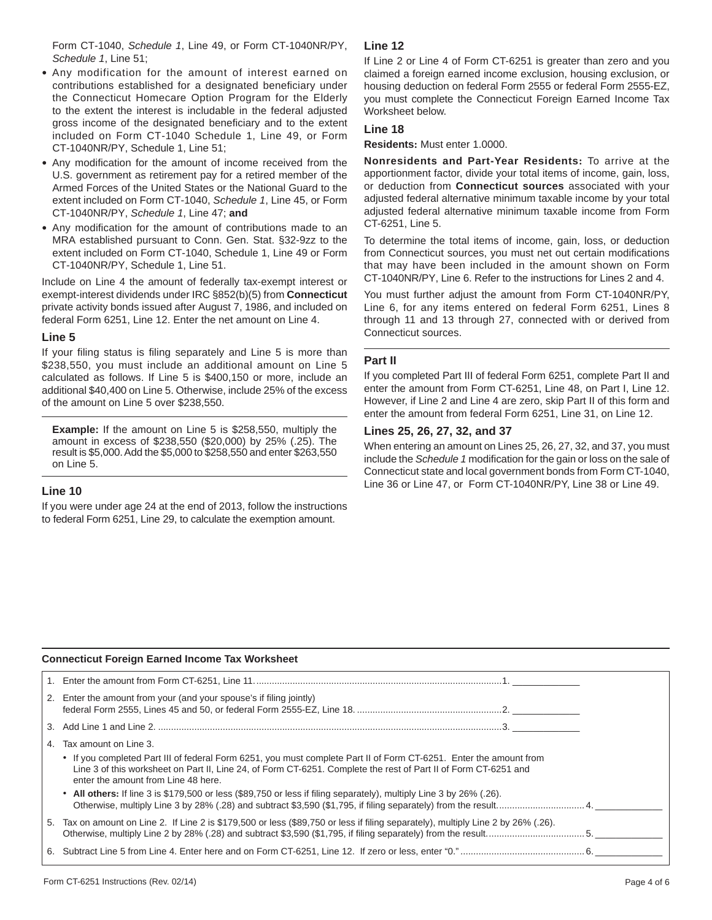Form CT-1040, *Schedule 1*, Line 49, or Form CT-1040NR/PY, *Schedule 1*, Line 51;

- Any modification for the amount of interest earned on contributions established for a designated beneficiary under the Connecticut Homecare Option Program for the Elderly to the extent the interest is includable in the federal adjusted gross income of the designated beneficiary and to the extent included on Form CT-1040 Schedule 1, Line 49, or Form CT-1040NR/PY, Schedule 1, Line 51;
- Any modification for the amount of income received from the U.S. government as retirement pay for a retired member of the Armed Forces of the United States or the National Guard to the extent included on Form CT-1040, *Schedule 1*, Line 45, or Form CT-1040NR/PY, *Schedule 1*, Line 47; **and**
- Any modification for the amount of contributions made to an MRA established pursuant to Conn. Gen. Stat. §32-9zz to the extent included on Form CT-1040, Schedule 1, Line 49 or Form CT-1040NR/PY, Schedule 1, Line 51.

Include on Line 4 the amount of federally tax-exempt interest or exempt-interest dividends under IRC §852(b)(5) from **Connecticut** private activity bonds issued after August 7, 1986, and included on federal Form 6251, Line 12. Enter the net amount on Line 4.

### Line 5

If your filing status is filing separately and Line 5 is more than $238,550, you must include an additional amount on Line 5 calculated as follows. If Line 5 is $400,150 or more, include an additional $40,400 on Line 5. Otherwise, include 25% of the excess of the amount on Line 5 over $238,550.

**Example:** If the amount on Line 5 is $258,550, multiply the amount in excess of $238,550 ($20,000) by 25% (.25). The result is $5,000. Add the $5,000 to $258,550 and enter $263,550 on Line 5.

### Line 10

If you were under age 24 at the end of 2013, follow the instructions to federal Form 6251, Line 29, to calculate the exemption amount.

### Line 12

If Line 2 or Line 4 of Form CT-6251 is greater than zero and you claimed a foreign earned income exclusion, housing exclusion, or housing deduction on federal Form 2555 or federal Form 2555-EZ, you must complete the Connecticut Foreign Earned Income Tax Worksheet below.

### Line 18

**Residents:** Must enter 1.0000.

**Nonresidents and Part-Year Residents:** To arrive at the apportionment factor, divide your total items of income, gain, loss, or deduction from **Connecticut sources** associated with your adjusted federal alternative minimum taxable income by your total adjusted federal alternative minimum taxable income from Form CT-6251, Line 5.

To determine the total items of income, gain, loss, or deduction from Connecticut sources, you must net out certain modifications that may have been included in the amount shown on Form CT-1040NR/PY, Line 6. Refer to the instructions for Lines 2 and 4.

You must further adjust the amount from Form CT-1040NR/PY, Line 6, for any items entered on federal Form 6251, Lines 8 through 11 and 13 through 27, connected with or derived from Connecticut sources.

### Part II

If you completed Part III of federal Form 6251, complete Part II and enter the amount from Form CT-6251, Line 48, on Part I, Line 12. However, if Line 2 and Line 4 are zero, skip Part II of this form and enter the amount from federal Form 6251, Line 31, on Line 12.

### Lines 25, 26, 27, 32, and 37

When entering an amount on Lines 25, 26, 27, 32, and 37, you must include the *Schedule 1* modification for the gain or loss on the sale of Connecticut state and local government bonds from Form CT-1040, Line 36 or Line 47, or Form CT-1040NR/PY, Line 38 or Line 49.

### Connecticut Foreign Earned Income Tax Worksheet

| | | |
|---|---|---|
| 1. | Enter the amount from Form CT-6251, Line 11. | 1. |
| 2. | Enter the amount from your (and your spouse's if filing jointly) federal Form 2555, Lines 45 and 50, or federal Form 2555-EZ, Line 18. | 2. |
| 3. | Add Line 1 and Line 2. | 3. |
| 4. | Tax amount on Line 3. • If you completed Part III of federal Form 6251, you must complete Part II of Form CT-6251. Enter the amount from Line 3 of this worksheet on Part II, Line 24, of Form CT-6251. Complete the rest of Part II of Form CT-6251 and enter the amount from Line 48 here. • **All others:** If line 3 is $179,500 or less ($89,750 or less if filing separately), multiply Line 3 by 26% (.26). Otherwise, multiply Line 3 by 28% (.28) and subtract $3,590 ($1,795, if filing separately) from the result. | 4. |
| 5. | Tax on amount on Line 2. If Line 2 is $179,500 or less ($89,750 or less if filing separately), multiply Line 2 by 26% (.26). Otherwise, multiply Line 2 by 28% (.28) and subtract $3,590 ($1,795, if filing separately) from the result. | 5. |
| 6. | Subtract Line 5 from Line 4. Enter here and on Form CT-6251, Line 12. If zero or less, enter "0." | 6. |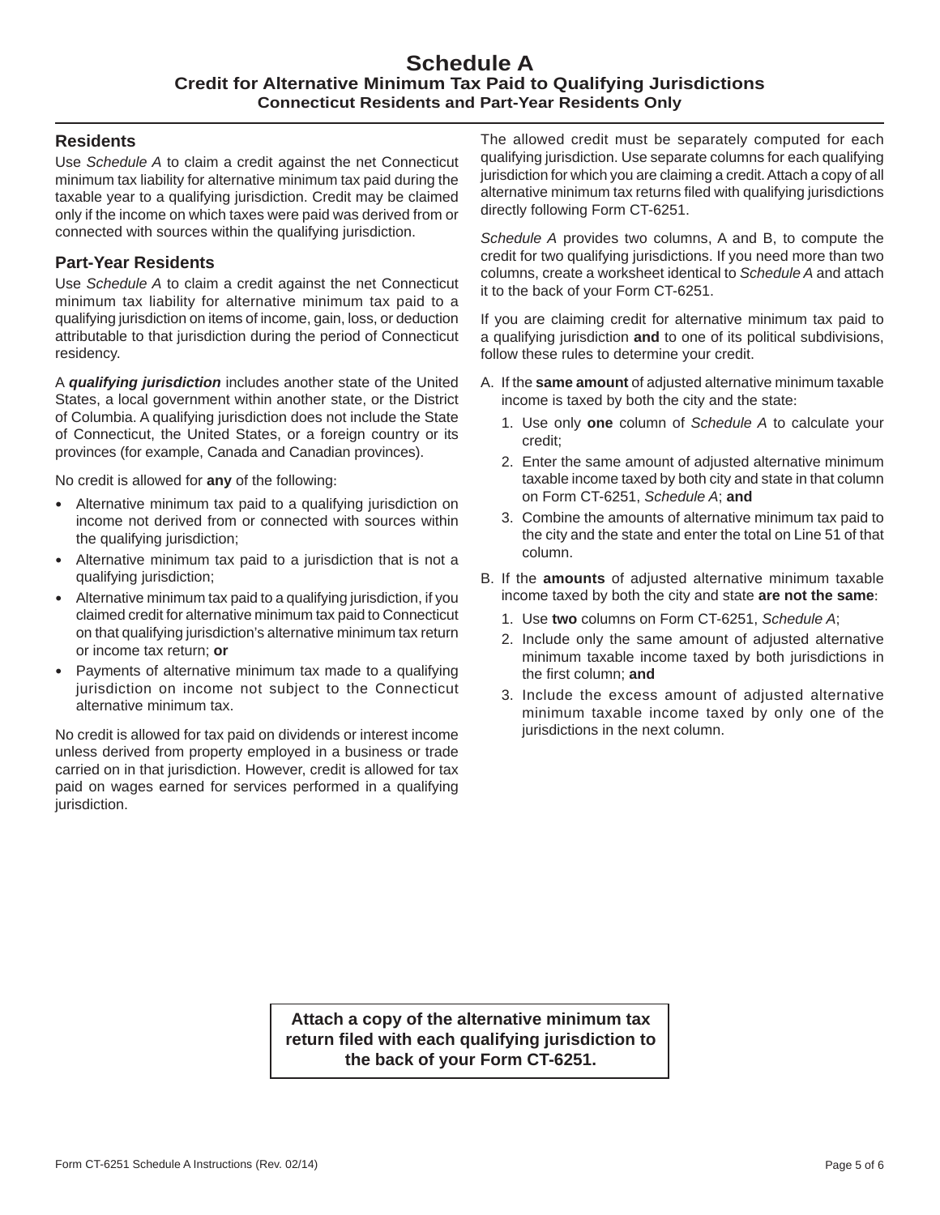# Schedule A

## Credit for Alternative Minimum Tax Paid to Qualifying Jurisdictions

### Connecticut Residents and Part-Year Residents Only

### Residents

Use *Schedule A* to claim a credit against the net Connecticut minimum tax liability for alternative minimum tax paid during the taxable year to a qualifying jurisdiction. Credit may be claimed only if the income on which taxes were paid was derived from or connected with sources within the qualifying jurisdiction.

### Part-Year Residents

Use *Schedule A* to claim a credit against the net Connecticut minimum tax liability for alternative minimum tax paid to a qualifying jurisdiction on items of income, gain, loss, or deduction attributable to that jurisdiction during the period of Connecticut residency.

A ***qualifying jurisdiction*** includes another state of the United States, a local government within another state, or the District of Columbia. A qualifying jurisdiction does not include the State of Connecticut, the United States, or a foreign country or its provinces (for example, Canada and Canadian provinces).

No credit is allowed for **any** of the following:

- Alternative minimum tax paid to a qualifying jurisdiction on income not derived from or connected with sources within the qualifying jurisdiction;
- Alternative minimum tax paid to a jurisdiction that is not a qualifying jurisdiction;
- Alternative minimum tax paid to a qualifying jurisdiction, if you claimed credit for alternative minimum tax paid to Connecticut on that qualifying jurisdiction's alternative minimum tax return or income tax return; **or**
- Payments of alternative minimum tax made to a qualifying jurisdiction on income not subject to the Connecticut alternative minimum tax.

No credit is allowed for tax paid on dividends or interest income unless derived from property employed in a business or trade carried on in that jurisdiction. However, credit is allowed for tax paid on wages earned for services performed in a qualifying jurisdiction.

The allowed credit must be separately computed for each qualifying jurisdiction. Use separate columns for each qualifying jurisdiction for which you are claiming a credit. Attach a copy of all alternative minimum tax returns filed with qualifying jurisdictions directly following Form CT-6251.

*Schedule A* provides two columns, A and B, to compute the credit for two qualifying jurisdictions. If you need more than two columns, create a worksheet identical to *Schedule A* and attach it to the back of your Form CT-6251.

If you are claiming credit for alternative minimum tax paid to a qualifying jurisdiction **and** to one of its political subdivisions, follow these rules to determine your credit.

A. If the **same amount** of adjusted alternative minimum taxable income is taxed by both the city and the state:
   1. Use only **one** column of *Schedule A* to calculate your credit;
   2. Enter the same amount of adjusted alternative minimum taxable income taxed by both city and state in that column on Form CT-6251, *Schedule A*; **and**
   3. Combine the amounts of alternative minimum tax paid to the city and the state and enter the total on Line 51 of that column.

B. If the **amounts** of adjusted alternative minimum taxable income taxed by both the city and state **are not the same**:
   1. Use **two** columns on Form CT-6251, *Schedule A*;
   2. Include only the same amount of adjusted alternative minimum taxable income taxed by both jurisdictions in the first column; **and**
   3. Include the excess amount of adjusted alternative minimum taxable income taxed by only one of the jurisdictions in the next column.

**Attach a copy of the alternative minimum tax return filed with each qualifying jurisdiction to the back of your Form CT-6251.**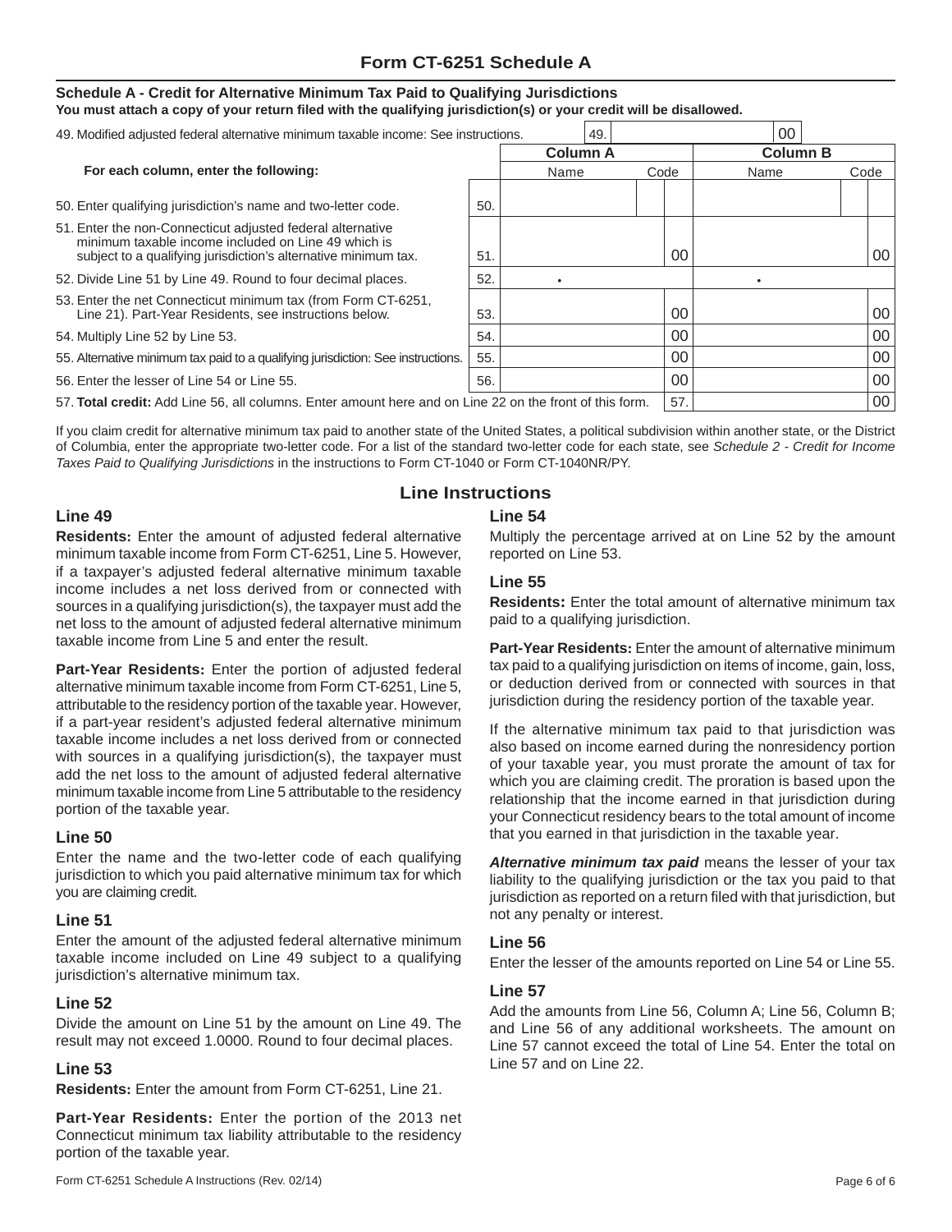# Form CT-6251 Schedule A

## Schedule A - Credit for Alternative Minimum Tax Paid to Qualifying Jurisdictions

**You must attach a copy of your return filed with the qualifying jurisdiction(s) or your credit will be disallowed.**

49. Modified adjusted federal alternative minimum taxable income: See instructions. | 49. | .00

| For each column, enter the following: | | Column A | | Column B | |
|---|---|---|---|---|---|
| | | Name | Code | Name | Code |
| 50. Enter qualifying jurisdiction's name and two-letter code. | 50. | | | | |
| 51. Enter the non-Connecticut adjusted federal alternative minimum taxable income included on Line 49 which is subject to a qualifying jurisdiction's alternative minimum tax. | 51. | 00 | | 00 | |
| 52. Divide Line 51 by Line 49. Round to four decimal places. | 52. | • | | • | |
| 53. Enter the net Connecticut minimum tax (from Form CT-6251, Line 21). Part-Year Residents, see instructions below. | 53. | 00 | | 00 | |
| 54. Multiply Line 52 by Line 53. | 54. | 00 | | 00 | |
| 55. Alternative minimum tax paid to a qualifying jurisdiction: See instructions. | 55. | 00 | | 00 | |
| 56. Enter the lesser of Line 54 or Line 55. | 56. | 00 | | 00 | |
| 57. **Total credit:** Add Line 56, all columns. Enter amount here and on Line 22 on the front of this form. | | | 57. | 00 | |

If you claim credit for alternative minimum tax paid to another state of the United States, a political subdivision within another state, or the District of Columbia, enter the appropriate two-letter code. For a list of the standard two-letter code for each state, see *Schedule 2 - Credit for Income Taxes Paid to Qualifying Jurisdictions* in the instructions to Form CT-1040 or Form CT-1040NR/PY.

## Line Instructions

### Line 49

**Residents:** Enter the amount of adjusted federal alternative minimum taxable income from Form CT-6251, Line 5. However, if a taxpayer's adjusted federal alternative minimum taxable income includes a net loss derived from or connected with sources in a qualifying jurisdiction(s), the taxpayer must add the net loss to the amount of adjusted federal alternative minimum taxable income from Line 5 and enter the result.

**Part-Year Residents:** Enter the portion of adjusted federal alternative minimum taxable income from Form CT-6251, Line 5, attributable to the residency portion of the taxable year. However, if a part-year resident's adjusted federal alternative minimum taxable income includes a net loss derived from or connected with sources in a qualifying jurisdiction(s), the taxpayer must add the net loss to the amount of adjusted federal alternative minimum taxable income from Line 5 attributable to the residency portion of the taxable year.

### Line 50

Enter the name and the two-letter code of each qualifying jurisdiction to which you paid alternative minimum tax for which you are claiming credit.

### Line 51

Enter the amount of the adjusted federal alternative minimum taxable income included on Line 49 subject to a qualifying jurisdiction's alternative minimum tax.

### Line 52

Divide the amount on Line 51 by the amount on Line 49. The result may not exceed 1.0000. Round to four decimal places.

### Line 53

**Residents:** Enter the amount from Form CT-6251, Line 21.

**Part-Year Residents:** Enter the portion of the 2013 net Connecticut minimum tax liability attributable to the residency portion of the taxable year.

### Line 54

Multiply the percentage arrived at on Line 52 by the amount reported on Line 53.

### Line 55

**Residents:** Enter the total amount of alternative minimum tax paid to a qualifying jurisdiction.

**Part-Year Residents:** Enter the amount of alternative minimum tax paid to a qualifying jurisdiction on items of income, gain, loss, or deduction derived from or connected with sources in that jurisdiction during the residency portion of the taxable year.

If the alternative minimum tax paid to that jurisdiction was also based on income earned during the nonresidency portion of your taxable year, you must prorate the amount of tax for which you are claiming credit. The proration is based upon the relationship that the income earned in that jurisdiction during your Connecticut residency bears to the total amount of income that you earned in that jurisdiction in the taxable year.

***Alternative minimum tax paid*** means the lesser of your tax liability to the qualifying jurisdiction or the tax you paid to that jurisdiction as reported on a return filed with that jurisdiction, but not any penalty or interest.

### Line 56

Enter the lesser of the amounts reported on Line 54 or Line 55.

### Line 57

Add the amounts from Line 56, Column A; Line 56, Column B; and Line 56 of any additional worksheets. The amount on Line 57 cannot exceed the total of Line 54. Enter the total on Line 57 and on Line 22.

Form CT-6251 Schedule A Instructions (Rev. 02/14)